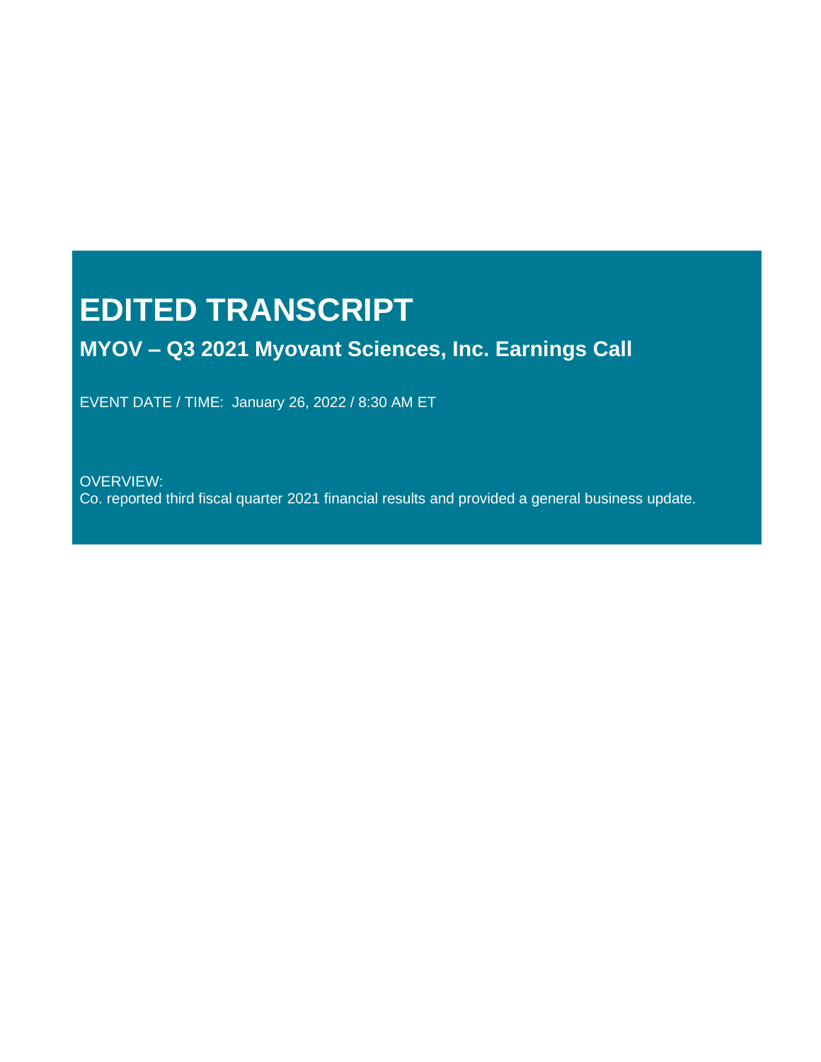# EDITED TRANSCRIPT

## MYOV – Q3 2021 Myovant Sciences, Inc. Earnings Call

EVENT DATE / TIME: January 26, 2022 / 8:30 AM ET

OVERVIEW:
Co. reported third fiscal quarter 2021 financial results and provided a general business update.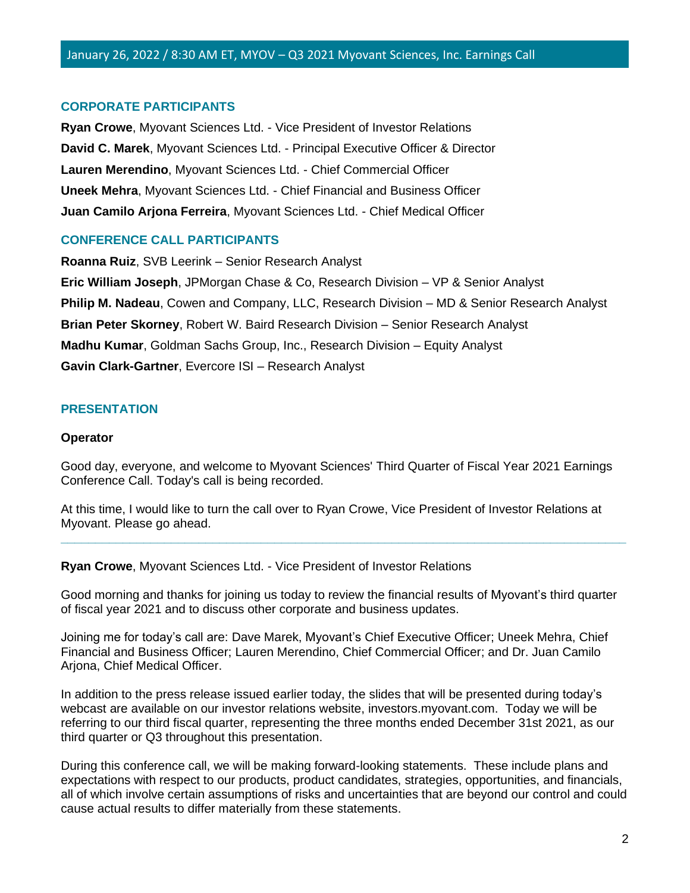January 26, 2022 / 8:30 AM ET, MYOV – Q3 2021 Myovant Sciences, Inc. Earnings Call

### CORPORATE PARTICIPANTS

**Ryan Crowe**, Myovant Sciences Ltd. - Vice President of Investor Relations

**David C. Marek**, Myovant Sciences Ltd. - Principal Executive Officer & Director

**Lauren Merendino**, Myovant Sciences Ltd. - Chief Commercial Officer

**Uneek Mehra**, Myovant Sciences Ltd. - Chief Financial and Business Officer

**Juan Camilo Arjona Ferreira**, Myovant Sciences Ltd. - Chief Medical Officer

### CONFERENCE CALL PARTICIPANTS

**Roanna Ruiz**, SVB Leerink – Senior Research Analyst

**Eric William Joseph**, JPMorgan Chase & Co, Research Division – VP & Senior Analyst

**Philip M. Nadeau**, Cowen and Company, LLC, Research Division – MD & Senior Research Analyst

**Brian Peter Skorney**, Robert W. Baird Research Division – Senior Research Analyst

**Madhu Kumar**, Goldman Sachs Group, Inc., Research Division – Equity Analyst

**Gavin Clark-Gartner**, Evercore ISI – Research Analyst

### PRESENTATION

**Operator**

Good day, everyone, and welcome to Myovant Sciences' Third Quarter of Fiscal Year 2021 Earnings Conference Call. Today's call is being recorded.

At this time, I would like to turn the call over to Ryan Crowe, Vice President of Investor Relations at Myovant. Please go ahead.

---

**Ryan Crowe**, Myovant Sciences Ltd. - Vice President of Investor Relations

Good morning and thanks for joining us today to review the financial results of Myovant's third quarter of fiscal year 2021 and to discuss other corporate and business updates.

Joining me for today's call are: Dave Marek, Myovant's Chief Executive Officer; Uneek Mehra, Chief Financial and Business Officer; Lauren Merendino, Chief Commercial Officer; and Dr. Juan Camilo Arjona, Chief Medical Officer.

In addition to the press release issued earlier today, the slides that will be presented during today's webcast are available on our investor relations website, investors.myovant.com. Today we will be referring to our third fiscal quarter, representing the three months ended December 31st 2021, as our third quarter or Q3 throughout this presentation.

During this conference call, we will be making forward-looking statements. These include plans and expectations with respect to our products, product candidates, strategies, opportunities, and financials, all of which involve certain assumptions of risks and uncertainties that are beyond our control and could cause actual results to differ materially from these statements.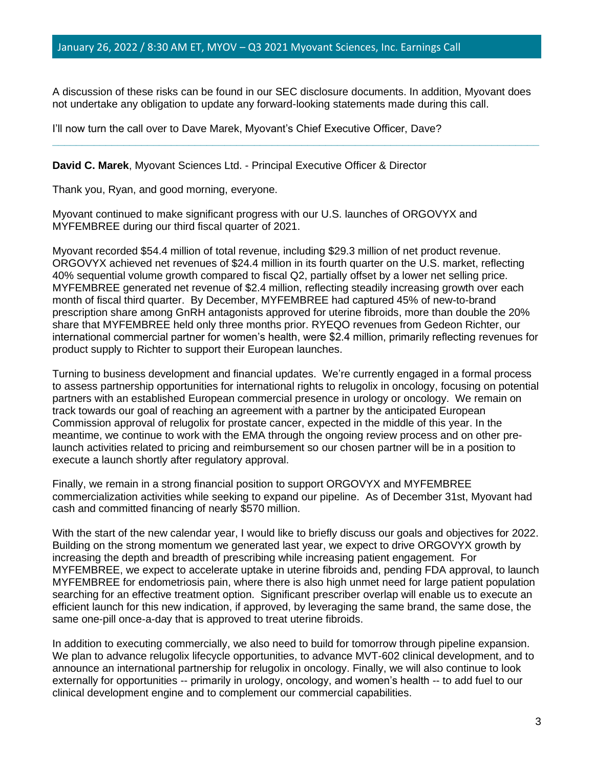A discussion of these risks can be found in our SEC disclosure documents. In addition, Myovant does not undertake any obligation to update any forward-looking statements made during this call.

I'll now turn the call over to Dave Marek, Myovant's Chief Executive Officer, Dave?

---

**David C. Marek**, Myovant Sciences Ltd. - Principal Executive Officer & Director

Thank you, Ryan, and good morning, everyone.

Myovant continued to make significant progress with our U.S. launches of ORGOVYX and MYFEMBREE during our third fiscal quarter of 2021.

Myovant recorded $54.4 million of total revenue, including $29.3 million of net product revenue. ORGOVYX achieved net revenues of $24.4 million in its fourth quarter on the U.S. market, reflecting 40% sequential volume growth compared to fiscal Q2, partially offset by a lower net selling price. MYFEMBREE generated net revenue of $2.4 million, reflecting steadily increasing growth over each month of fiscal third quarter. By December, MYFEMBREE had captured 45% of new-to-brand prescription share among GnRH antagonists approved for uterine fibroids, more than double the 20% share that MYFEMBREE held only three months prior. RYEQO revenues from Gedeon Richter, our international commercial partner for women's health, were $2.4 million, primarily reflecting revenues for product supply to Richter to support their European launches.

Turning to business development and financial updates. We're currently engaged in a formal process to assess partnership opportunities for international rights to relugolix in oncology, focusing on potential partners with an established European commercial presence in urology or oncology. We remain on track towards our goal of reaching an agreement with a partner by the anticipated European Commission approval of relugolix for prostate cancer, expected in the middle of this year. In the meantime, we continue to work with the EMA through the ongoing review process and on other pre-launch activities related to pricing and reimbursement so our chosen partner will be in a position to execute a launch shortly after regulatory approval.

Finally, we remain in a strong financial position to support ORGOVYX and MYFEMBREE commercialization activities while seeking to expand our pipeline. As of December 31st, Myovant had cash and committed financing of nearly $570 million.

With the start of the new calendar year, I would like to briefly discuss our goals and objectives for 2022. Building on the strong momentum we generated last year, we expect to drive ORGOVYX growth by increasing the depth and breadth of prescribing while increasing patient engagement. For MYFEMBREE, we expect to accelerate uptake in uterine fibroids and, pending FDA approval, to launch MYFEMBREE for endometriosis pain, where there is also high unmet need for large patient population searching for an effective treatment option. Significant prescriber overlap will enable us to execute an efficient launch for this new indication, if approved, by leveraging the same brand, the same dose, the same one-pill once-a-day that is approved to treat uterine fibroids.

In addition to executing commercially, we also need to build for tomorrow through pipeline expansion. We plan to advance relugolix lifecycle opportunities, to advance MVT-602 clinical development, and to announce an international partnership for relugolix in oncology. Finally, we will also continue to look externally for opportunities -- primarily in urology, oncology, and women's health -- to add fuel to our clinical development engine and to complement our commercial capabilities.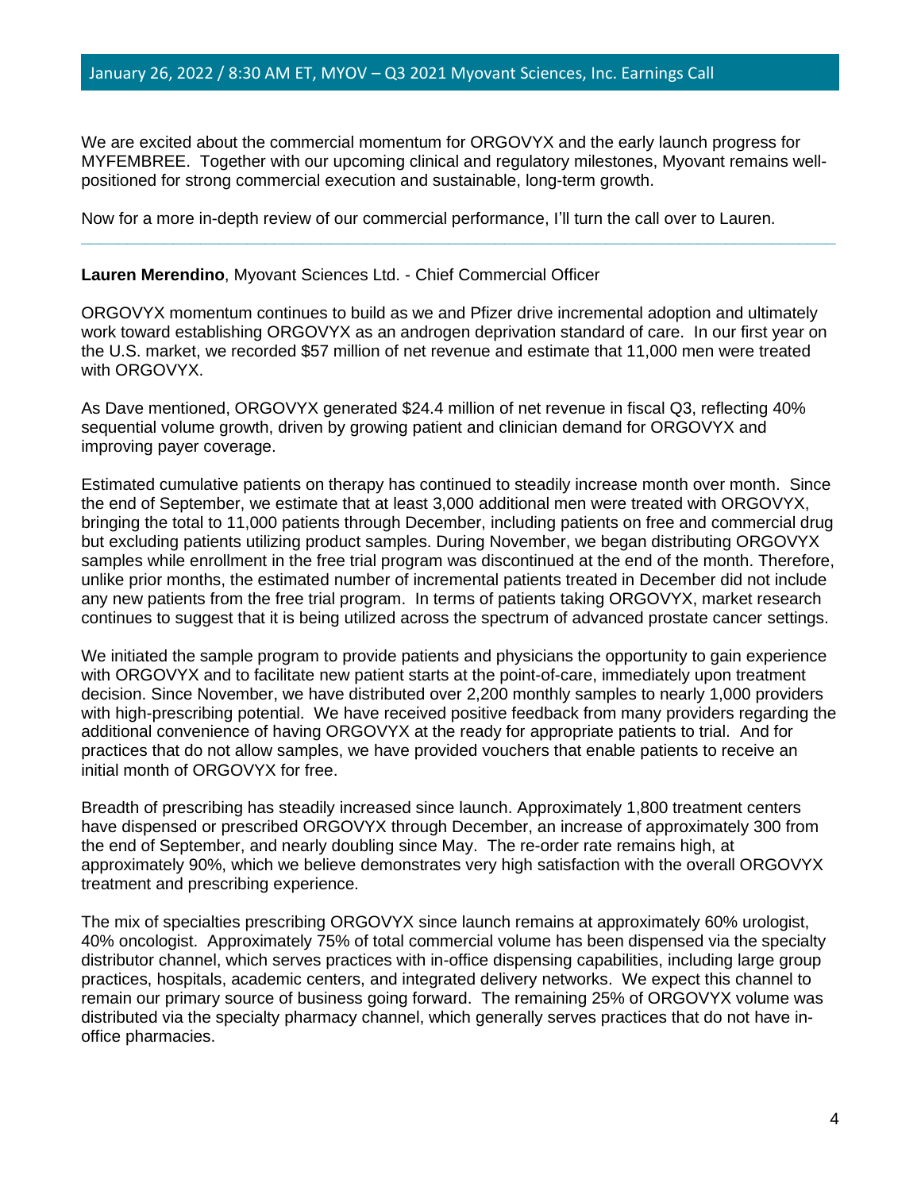We are excited about the commercial momentum for ORGOVYX and the early launch progress for MYFEMBREE. Together with our upcoming clinical and regulatory milestones, Myovant remains well-positioned for strong commercial execution and sustainable, long-term growth.

Now for a more in-depth review of our commercial performance, I'll turn the call over to Lauren.

---

**Lauren Merendino**, Myovant Sciences Ltd. - Chief Commercial Officer

ORGOVYX momentum continues to build as we and Pfizer drive incremental adoption and ultimately work toward establishing ORGOVYX as an androgen deprivation standard of care. In our first year on the U.S. market, we recorded $57 million of net revenue and estimate that 11,000 men were treated with ORGOVYX.

As Dave mentioned, ORGOVYX generated $24.4 million of net revenue in fiscal Q3, reflecting 40% sequential volume growth, driven by growing patient and clinician demand for ORGOVYX and improving payer coverage.

Estimated cumulative patients on therapy has continued to steadily increase month over month. Since the end of September, we estimate that at least 3,000 additional men were treated with ORGOVYX, bringing the total to 11,000 patients through December, including patients on free and commercial drug but excluding patients utilizing product samples. During November, we began distributing ORGOVYX samples while enrollment in the free trial program was discontinued at the end of the month. Therefore, unlike prior months, the estimated number of incremental patients treated in December did not include any new patients from the free trial program. In terms of patients taking ORGOVYX, market research continues to suggest that it is being utilized across the spectrum of advanced prostate cancer settings.

We initiated the sample program to provide patients and physicians the opportunity to gain experience with ORGOVYX and to facilitate new patient starts at the point-of-care, immediately upon treatment decision. Since November, we have distributed over 2,200 monthly samples to nearly 1,000 providers with high-prescribing potential. We have received positive feedback from many providers regarding the additional convenience of having ORGOVYX at the ready for appropriate patients to trial. And for practices that do not allow samples, we have provided vouchers that enable patients to receive an initial month of ORGOVYX for free.

Breadth of prescribing has steadily increased since launch. Approximately 1,800 treatment centers have dispensed or prescribed ORGOVYX through December, an increase of approximately 300 from the end of September, and nearly doubling since May. The re-order rate remains high, at approximately 90%, which we believe demonstrates very high satisfaction with the overall ORGOVYX treatment and prescribing experience.

The mix of specialties prescribing ORGOVYX since launch remains at approximately 60% urologist, 40% oncologist. Approximately 75% of total commercial volume has been dispensed via the specialty distributor channel, which serves practices with in-office dispensing capabilities, including large group practices, hospitals, academic centers, and integrated delivery networks. We expect this channel to remain our primary source of business going forward. The remaining 25% of ORGOVYX volume was distributed via the specialty pharmacy channel, which generally serves practices that do not have in-office pharmacies.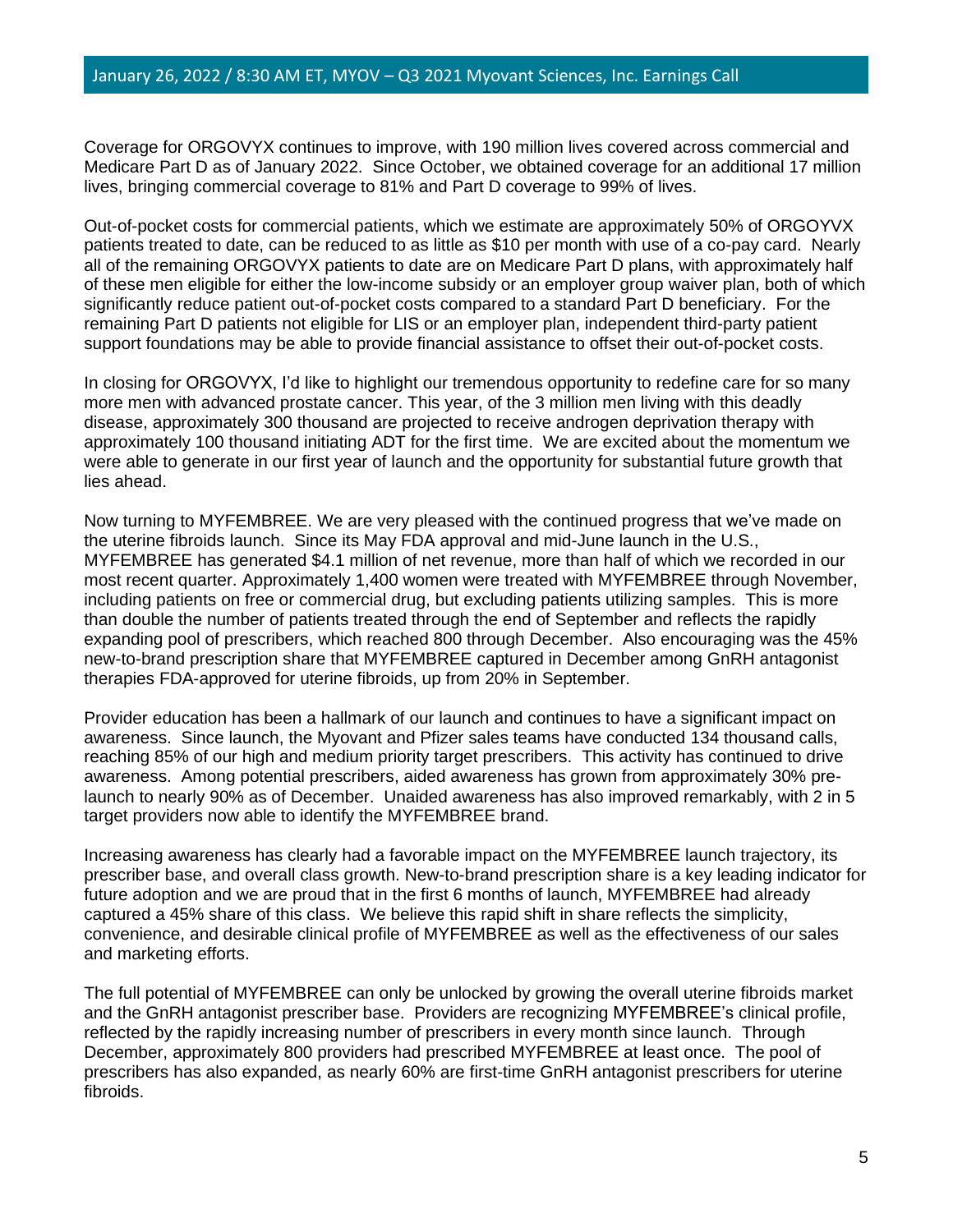Coverage for ORGOVYX continues to improve, with 190 million lives covered across commercial and Medicare Part D as of January 2022. Since October, we obtained coverage for an additional 17 million lives, bringing commercial coverage to 81% and Part D coverage to 99% of lives.

Out-of-pocket costs for commercial patients, which we estimate are approximately 50% of ORGOYVX patients treated to date, can be reduced to as little as $10 per month with use of a co-pay card. Nearly all of the remaining ORGOVYX patients to date are on Medicare Part D plans, with approximately half of these men eligible for either the low-income subsidy or an employer group waiver plan, both of which significantly reduce patient out-of-pocket costs compared to a standard Part D beneficiary. For the remaining Part D patients not eligible for LIS or an employer plan, independent third-party patient support foundations may be able to provide financial assistance to offset their out-of-pocket costs.

In closing for ORGOVYX, I'd like to highlight our tremendous opportunity to redefine care for so many more men with advanced prostate cancer. This year, of the 3 million men living with this deadly disease, approximately 300 thousand are projected to receive androgen deprivation therapy with approximately 100 thousand initiating ADT for the first time. We are excited about the momentum we were able to generate in our first year of launch and the opportunity for substantial future growth that lies ahead.

Now turning to MYFEMBREE. We are very pleased with the continued progress that we've made on the uterine fibroids launch. Since its May FDA approval and mid-June launch in the U.S., MYFEMBREE has generated $4.1 million of net revenue, more than half of which we recorded in our most recent quarter. Approximately 1,400 women were treated with MYFEMBREE through November, including patients on free or commercial drug, but excluding patients utilizing samples. This is more than double the number of patients treated through the end of September and reflects the rapidly expanding pool of prescribers, which reached 800 through December. Also encouraging was the 45% new-to-brand prescription share that MYFEMBREE captured in December among GnRH antagonist therapies FDA-approved for uterine fibroids, up from 20% in September.

Provider education has been a hallmark of our launch and continues to have a significant impact on awareness. Since launch, the Myovant and Pfizer sales teams have conducted 134 thousand calls, reaching 85% of our high and medium priority target prescribers. This activity has continued to drive awareness. Among potential prescribers, aided awareness has grown from approximately 30% pre-launch to nearly 90% as of December. Unaided awareness has also improved remarkably, with 2 in 5 target providers now able to identify the MYFEMBREE brand.

Increasing awareness has clearly had a favorable impact on the MYFEMBREE launch trajectory, its prescriber base, and overall class growth. New-to-brand prescription share is a key leading indicator for future adoption and we are proud that in the first 6 months of launch, MYFEMBREE had already captured a 45% share of this class. We believe this rapid shift in share reflects the simplicity, convenience, and desirable clinical profile of MYFEMBREE as well as the effectiveness of our sales and marketing efforts.

The full potential of MYFEMBREE can only be unlocked by growing the overall uterine fibroids market and the GnRH antagonist prescriber base. Providers are recognizing MYFEMBREE's clinical profile, reflected by the rapidly increasing number of prescribers in every month since launch. Through December, approximately 800 providers had prescribed MYFEMBREE at least once. The pool of prescribers has also expanded, as nearly 60% are first-time GnRH antagonist prescribers for uterine fibroids.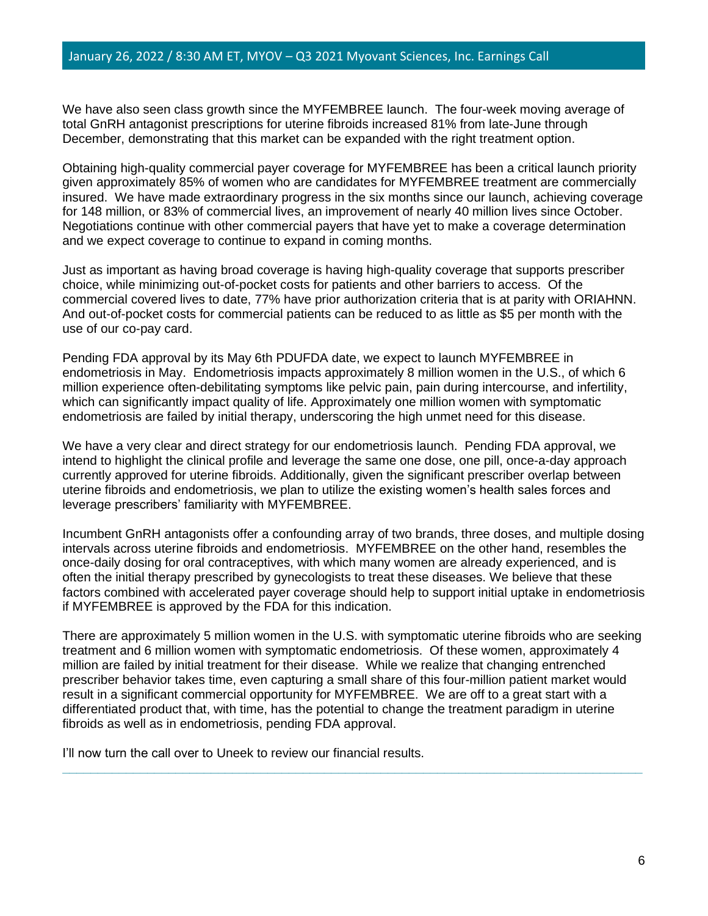We have also seen class growth since the MYFEMBREE launch. The four-week moving average of total GnRH antagonist prescriptions for uterine fibroids increased 81% from late-June through December, demonstrating that this market can be expanded with the right treatment option.

Obtaining high-quality commercial payer coverage for MYFEMBREE has been a critical launch priority given approximately 85% of women who are candidates for MYFEMBREE treatment are commercially insured. We have made extraordinary progress in the six months since our launch, achieving coverage for 148 million, or 83% of commercial lives, an improvement of nearly 40 million lives since October. Negotiations continue with other commercial payers that have yet to make a coverage determination and we expect coverage to continue to expand in coming months.

Just as important as having broad coverage is having high-quality coverage that supports prescriber choice, while minimizing out-of-pocket costs for patients and other barriers to access. Of the commercial covered lives to date, 77% have prior authorization criteria that is at parity with ORIAHNN. And out-of-pocket costs for commercial patients can be reduced to as little as $5 per month with the use of our co-pay card.

Pending FDA approval by its May 6th PDUFDA date, we expect to launch MYFEMBREE in endometriosis in May. Endometriosis impacts approximately 8 million women in the U.S., of which 6 million experience often-debilitating symptoms like pelvic pain, pain during intercourse, and infertility, which can significantly impact quality of life. Approximately one million women with symptomatic endometriosis are failed by initial therapy, underscoring the high unmet need for this disease.

We have a very clear and direct strategy for our endometriosis launch. Pending FDA approval, we intend to highlight the clinical profile and leverage the same one dose, one pill, once-a-day approach currently approved for uterine fibroids. Additionally, given the significant prescriber overlap between uterine fibroids and endometriosis, we plan to utilize the existing women's health sales forces and leverage prescribers' familiarity with MYFEMBREE.

Incumbent GnRH antagonists offer a confounding array of two brands, three doses, and multiple dosing intervals across uterine fibroids and endometriosis. MYFEMBREE on the other hand, resembles the once-daily dosing for oral contraceptives, with which many women are already experienced, and is often the initial therapy prescribed by gynecologists to treat these diseases. We believe that these factors combined with accelerated payer coverage should help to support initial uptake in endometriosis if MYFEMBREE is approved by the FDA for this indication.

There are approximately 5 million women in the U.S. with symptomatic uterine fibroids who are seeking treatment and 6 million women with symptomatic endometriosis. Of these women, approximately 4 million are failed by initial treatment for their disease. While we realize that changing entrenched prescriber behavior takes time, even capturing a small share of this four-million patient market would result in a significant commercial opportunity for MYFEMBREE. We are off to a great start with a differentiated product that, with time, has the potential to change the treatment paradigm in uterine fibroids as well as in endometriosis, pending FDA approval.

I'll now turn the call over to Uneek to review our financial results.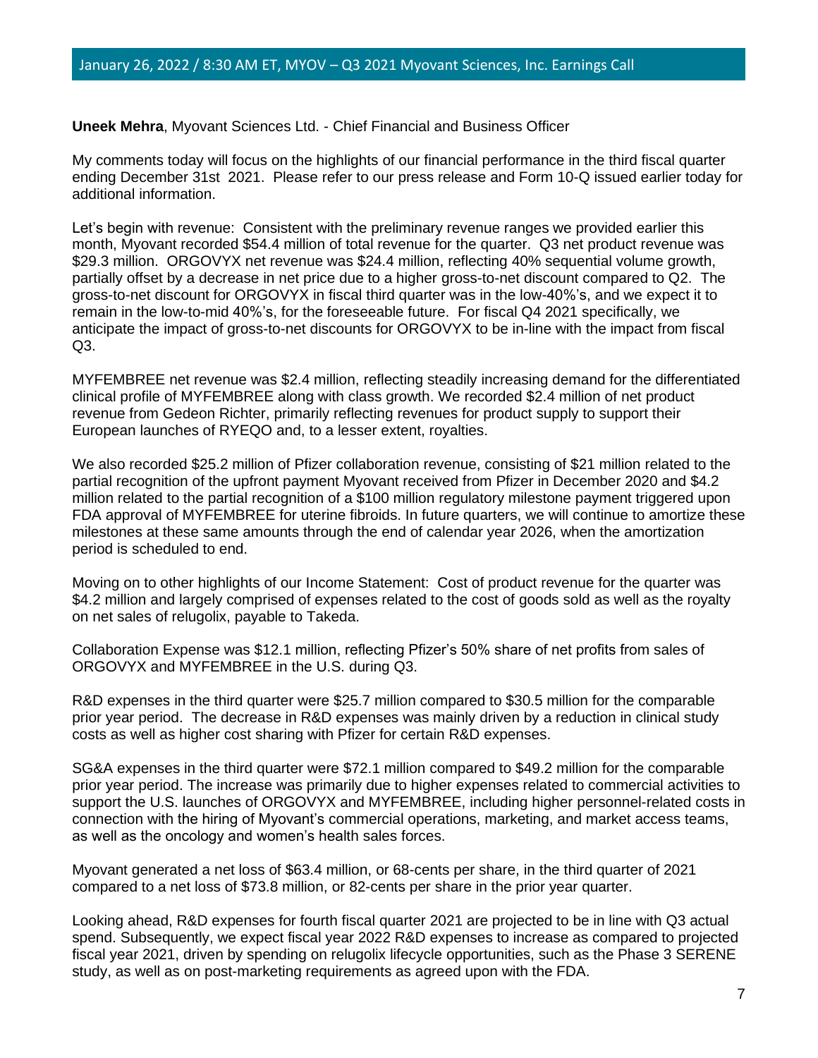**Uneek Mehra**, Myovant Sciences Ltd. - Chief Financial and Business Officer

My comments today will focus on the highlights of our financial performance in the third fiscal quarter ending December 31st 2021. Please refer to our press release and Form 10-Q issued earlier today for additional information.

Let's begin with revenue: Consistent with the preliminary revenue ranges we provided earlier this month, Myovant recorded $54.4 million of total revenue for the quarter. Q3 net product revenue was $29.3 million. ORGOVYX net revenue was $24.4 million, reflecting 40% sequential volume growth, partially offset by a decrease in net price due to a higher gross-to-net discount compared to Q2. The gross-to-net discount for ORGOVYX in fiscal third quarter was in the low-40%'s, and we expect it to remain in the low-to-mid 40%'s, for the foreseeable future. For fiscal Q4 2021 specifically, we anticipate the impact of gross-to-net discounts for ORGOVYX to be in-line with the impact from fiscal Q3.

MYFEMBREE net revenue was $2.4 million, reflecting steadily increasing demand for the differentiated clinical profile of MYFEMBREE along with class growth. We recorded $2.4 million of net product revenue from Gedeon Richter, primarily reflecting revenues for product supply to support their European launches of RYEQO and, to a lesser extent, royalties.

We also recorded $25.2 million of Pfizer collaboration revenue, consisting of $21 million related to the partial recognition of the upfront payment Myovant received from Pfizer in December 2020 and $4.2 million related to the partial recognition of a $100 million regulatory milestone payment triggered upon FDA approval of MYFEMBREE for uterine fibroids. In future quarters, we will continue to amortize these milestones at these same amounts through the end of calendar year 2026, when the amortization period is scheduled to end.

Moving on to other highlights of our Income Statement: Cost of product revenue for the quarter was $4.2 million and largely comprised of expenses related to the cost of goods sold as well as the royalty on net sales of relugolix, payable to Takeda.

Collaboration Expense was $12.1 million, reflecting Pfizer's 50% share of net profits from sales of ORGOVYX and MYFEMBREE in the U.S. during Q3.

R&D expenses in the third quarter were $25.7 million compared to $30.5 million for the comparable prior year period. The decrease in R&D expenses was mainly driven by a reduction in clinical study costs as well as higher cost sharing with Pfizer for certain R&D expenses.

SG&A expenses in the third quarter were $72.1 million compared to $49.2 million for the comparable prior year period. The increase was primarily due to higher expenses related to commercial activities to support the U.S. launches of ORGOVYX and MYFEMBREE, including higher personnel-related costs in connection with the hiring of Myovant's commercial operations, marketing, and market access teams, as well as the oncology and women's health sales forces.

Myovant generated a net loss of $63.4 million, or 68-cents per share, in the third quarter of 2021 compared to a net loss of $73.8 million, or 82-cents per share in the prior year quarter.

Looking ahead, R&D expenses for fourth fiscal quarter 2021 are projected to be in line with Q3 actual spend. Subsequently, we expect fiscal year 2022 R&D expenses to increase as compared to projected fiscal year 2021, driven by spending on relugolix lifecycle opportunities, such as the Phase 3 SERENE study, as well as on post-marketing requirements as agreed upon with the FDA.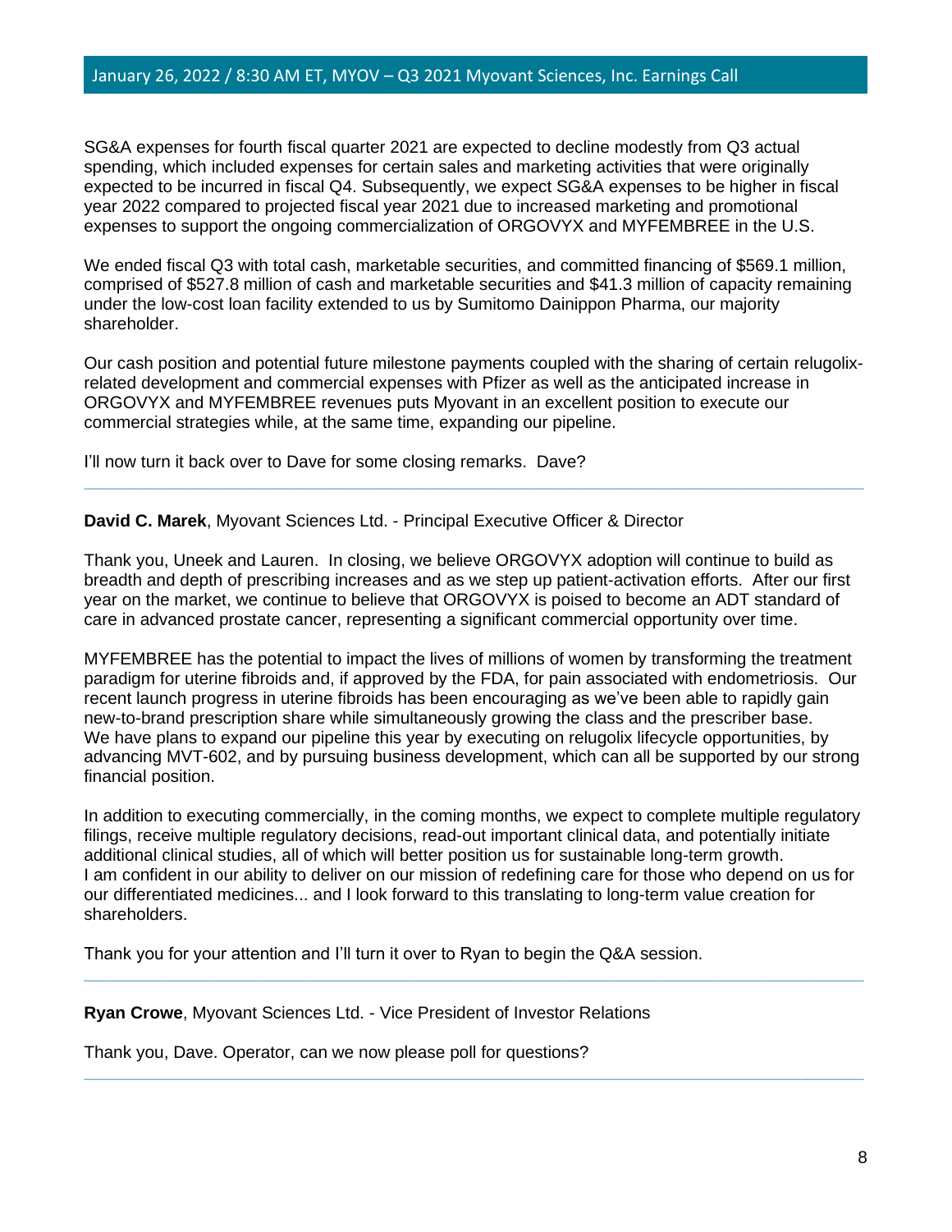SG&A expenses for fourth fiscal quarter 2021 are expected to decline modestly from Q3 actual spending, which included expenses for certain sales and marketing activities that were originally expected to be incurred in fiscal Q4. Subsequently, we expect SG&A expenses to be higher in fiscal year 2022 compared to projected fiscal year 2021 due to increased marketing and promotional expenses to support the ongoing commercialization of ORGOVYX and MYFEMBREE in the U.S.

We ended fiscal Q3 with total cash, marketable securities, and committed financing of $569.1 million, comprised of $527.8 million of cash and marketable securities and $41.3 million of capacity remaining under the low-cost loan facility extended to us by Sumitomo Dainippon Pharma, our majority shareholder.

Our cash position and potential future milestone payments coupled with the sharing of certain relugolix-related development and commercial expenses with Pfizer as well as the anticipated increase in ORGOVYX and MYFEMBREE revenues puts Myovant in an excellent position to execute our commercial strategies while, at the same time, expanding our pipeline.

I'll now turn it back over to Dave for some closing remarks. Dave?

---

**David C. Marek**, Myovant Sciences Ltd. - Principal Executive Officer & Director

Thank you, Uneek and Lauren. In closing, we believe ORGOVYX adoption will continue to build as breadth and depth of prescribing increases and as we step up patient-activation efforts. After our first year on the market, we continue to believe that ORGOVYX is poised to become an ADT standard of care in advanced prostate cancer, representing a significant commercial opportunity over time.

MYFEMBREE has the potential to impact the lives of millions of women by transforming the treatment paradigm for uterine fibroids and, if approved by the FDA, for pain associated with endometriosis. Our recent launch progress in uterine fibroids has been encouraging as we've been able to rapidly gain new-to-brand prescription share while simultaneously growing the class and the prescriber base. We have plans to expand our pipeline this year by executing on relugolix lifecycle opportunities, by advancing MVT-602, and by pursuing business development, which can all be supported by our strong financial position.

In addition to executing commercially, in the coming months, we expect to complete multiple regulatory filings, receive multiple regulatory decisions, read-out important clinical data, and potentially initiate additional clinical studies, all of which will better position us for sustainable long-term growth. I am confident in our ability to deliver on our mission of redefining care for those who depend on us for our differentiated medicines... and I look forward to this translating to long-term value creation for shareholders.

Thank you for your attention and I'll turn it over to Ryan to begin the Q&A session.

---

**Ryan Crowe**, Myovant Sciences Ltd. - Vice President of Investor Relations

Thank you, Dave. Operator, can we now please poll for questions?

---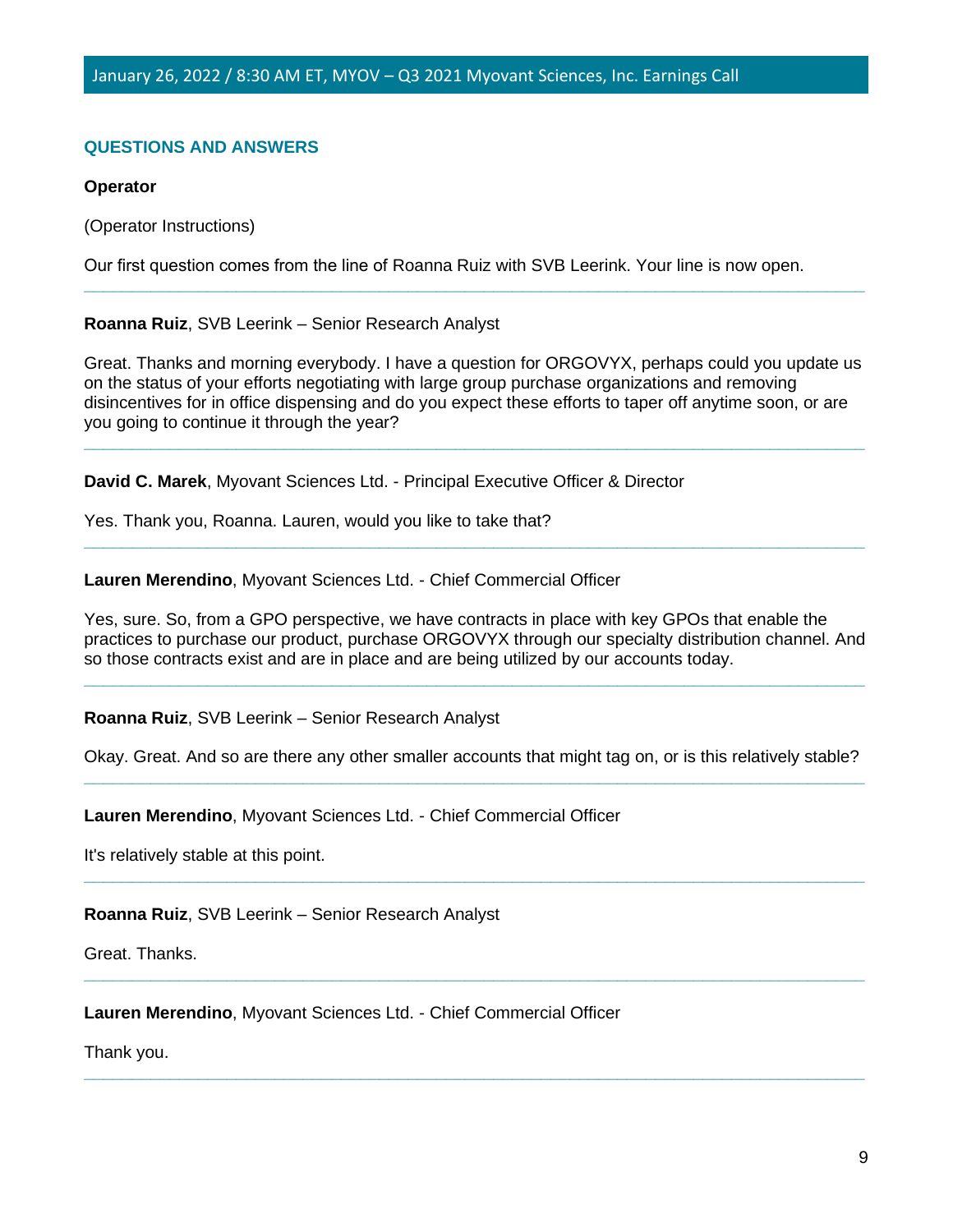## QUESTIONS AND ANSWERS

**Operator**

(Operator Instructions)

Our first question comes from the line of Roanna Ruiz with SVB Leerink. Your line is now open.

---

**Roanna Ruiz**, SVB Leerink – Senior Research Analyst

Great. Thanks and morning everybody. I have a question for ORGOVYX, perhaps could you update us on the status of your efforts negotiating with large group purchase organizations and removing disincentives for in office dispensing and do you expect these efforts to taper off anytime soon, or are you going to continue it through the year?

---

**David C. Marek**, Myovant Sciences Ltd. - Principal Executive Officer & Director

Yes. Thank you, Roanna. Lauren, would you like to take that?

---

**Lauren Merendino**, Myovant Sciences Ltd. - Chief Commercial Officer

Yes, sure. So, from a GPO perspective, we have contracts in place with key GPOs that enable the practices to purchase our product, purchase ORGOVYX through our specialty distribution channel. And so those contracts exist and are in place and are being utilized by our accounts today.

---

**Roanna Ruiz**, SVB Leerink – Senior Research Analyst

Okay. Great. And so are there any other smaller accounts that might tag on, or is this relatively stable?

---

**Lauren Merendino**, Myovant Sciences Ltd. - Chief Commercial Officer

It's relatively stable at this point.

---

**Roanna Ruiz**, SVB Leerink – Senior Research Analyst

Great. Thanks.

---

**Lauren Merendino**, Myovant Sciences Ltd. - Chief Commercial Officer

Thank you.

---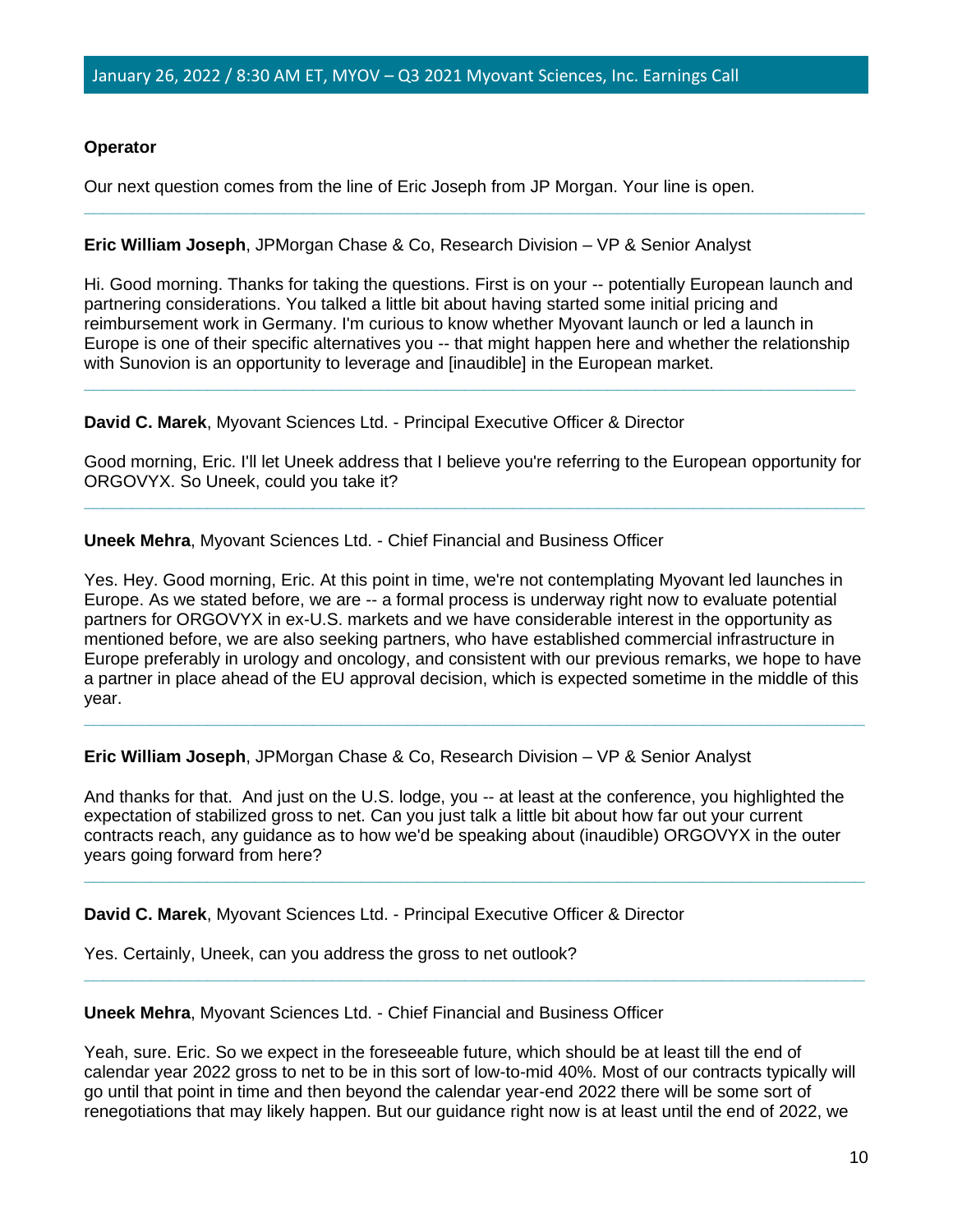**Operator**

Our next question comes from the line of Eric Joseph from JP Morgan. Your line is open.

---

**Eric William Joseph**, JPMorgan Chase & Co, Research Division – VP & Senior Analyst

Hi. Good morning. Thanks for taking the questions. First is on your -- potentially European launch and partnering considerations. You talked a little bit about having started some initial pricing and reimbursement work in Germany. I'm curious to know whether Myovant launch or led a launch in Europe is one of their specific alternatives you -- that might happen here and whether the relationship with Sunovion is an opportunity to leverage and [inaudible] in the European market.

---

**David C. Marek**, Myovant Sciences Ltd. - Principal Executive Officer & Director

Good morning, Eric. I'll let Uneek address that I believe you're referring to the European opportunity for ORGOVYX. So Uneek, could you take it?

---

**Uneek Mehra**, Myovant Sciences Ltd. - Chief Financial and Business Officer

Yes. Hey. Good morning, Eric. At this point in time, we're not contemplating Myovant led launches in Europe. As we stated before, we are -- a formal process is underway right now to evaluate potential partners for ORGOVYX in ex-U.S. markets and we have considerable interest in the opportunity as mentioned before, we are also seeking partners, who have established commercial infrastructure in Europe preferably in urology and oncology, and consistent with our previous remarks, we hope to have a partner in place ahead of the EU approval decision, which is expected sometime in the middle of this year.

---

**Eric William Joseph**, JPMorgan Chase & Co, Research Division – VP & Senior Analyst

And thanks for that. And just on the U.S. lodge, you -- at least at the conference, you highlighted the expectation of stabilized gross to net. Can you just talk a little bit about how far out your current contracts reach, any guidance as to how we'd be speaking about (inaudible) ORGOVYX in the outer years going forward from here?

---

**David C. Marek**, Myovant Sciences Ltd. - Principal Executive Officer & Director

Yes. Certainly, Uneek, can you address the gross to net outlook?

---

**Uneek Mehra**, Myovant Sciences Ltd. - Chief Financial and Business Officer

Yeah, sure. Eric. So we expect in the foreseeable future, which should be at least till the end of calendar year 2022 gross to net to be in this sort of low-to-mid 40%. Most of our contracts typically will go until that point in time and then beyond the calendar year-end 2022 there will be some sort of renegotiations that may likely happen. But our guidance right now is at least until the end of 2022, we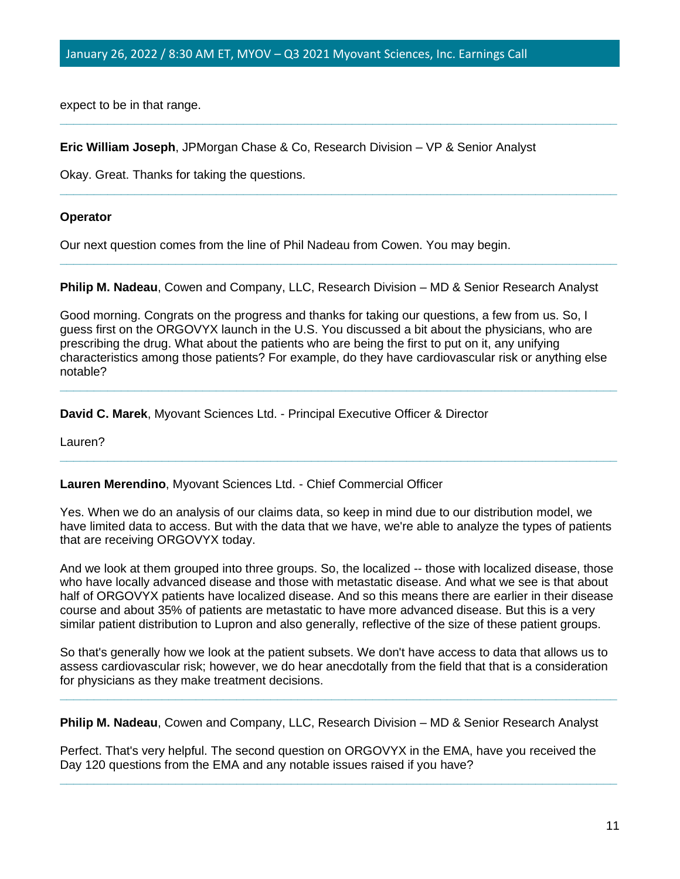expect to be in that range.

---

**Eric William Joseph**, JPMorgan Chase & Co, Research Division – VP & Senior Analyst

Okay. Great. Thanks for taking the questions.

---

**Operator**

Our next question comes from the line of Phil Nadeau from Cowen. You may begin.

---

**Philip M. Nadeau**, Cowen and Company, LLC, Research Division – MD & Senior Research Analyst

Good morning. Congrats on the progress and thanks for taking our questions, a few from us. So, I guess first on the ORGOVYX launch in the U.S. You discussed a bit about the physicians, who are prescribing the drug. What about the patients who are being the first to put on it, any unifying characteristics among those patients? For example, do they have cardiovascular risk or anything else notable?

---

**David C. Marek**, Myovant Sciences Ltd. - Principal Executive Officer & Director

Lauren?

---

**Lauren Merendino**, Myovant Sciences Ltd. - Chief Commercial Officer

Yes. When we do an analysis of our claims data, so keep in mind due to our distribution model, we have limited data to access. But with the data that we have, we're able to analyze the types of patients that are receiving ORGOVYX today.

And we look at them grouped into three groups. So, the localized -- those with localized disease, those who have locally advanced disease and those with metastatic disease. And what we see is that about half of ORGOVYX patients have localized disease. And so this means there are earlier in their disease course and about 35% of patients are metastatic to have more advanced disease. But this is a very similar patient distribution to Lupron and also generally, reflective of the size of these patient groups.

So that's generally how we look at the patient subsets. We don't have access to data that allows us to assess cardiovascular risk; however, we do hear anecdotally from the field that that is a consideration for physicians as they make treatment decisions.

---

**Philip M. Nadeau**, Cowen and Company, LLC, Research Division – MD & Senior Research Analyst

Perfect. That's very helpful. The second question on ORGOVYX in the EMA, have you received the Day 120 questions from the EMA and any notable issues raised if you have?

---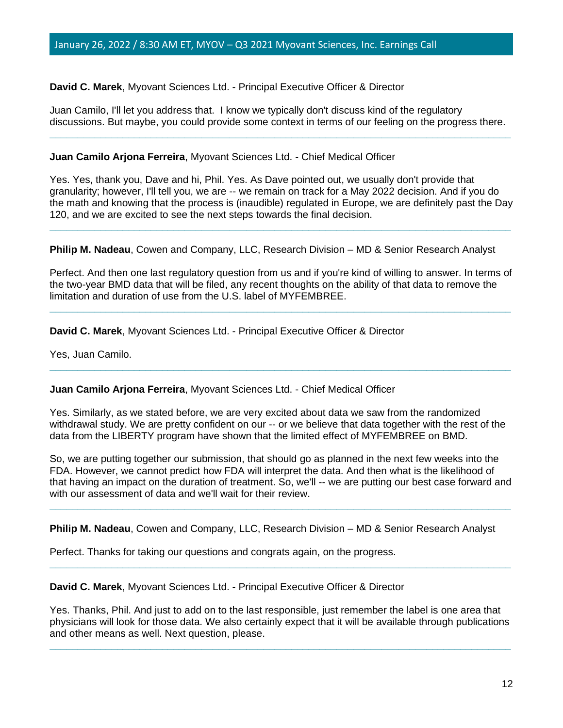**David C. Marek**, Myovant Sciences Ltd. - Principal Executive Officer & Director

Juan Camilo, I'll let you address that. I know we typically don't discuss kind of the regulatory discussions. But maybe, you could provide some context in terms of our feeling on the progress there.

---

**Juan Camilo Arjona Ferreira**, Myovant Sciences Ltd. - Chief Medical Officer

Yes. Yes, thank you, Dave and hi, Phil. Yes. As Dave pointed out, we usually don't provide that granularity; however, I'll tell you, we are -- we remain on track for a May 2022 decision. And if you do the math and knowing that the process is (inaudible) regulated in Europe, we are definitely past the Day 120, and we are excited to see the next steps towards the final decision.

---

**Philip M. Nadeau**, Cowen and Company, LLC, Research Division – MD & Senior Research Analyst

Perfect. And then one last regulatory question from us and if you're kind of willing to answer. In terms of the two-year BMD data that will be filed, any recent thoughts on the ability of that data to remove the limitation and duration of use from the U.S. label of MYFEMBREE.

---

**David C. Marek**, Myovant Sciences Ltd. - Principal Executive Officer & Director

Yes, Juan Camilo.

---

**Juan Camilo Arjona Ferreira**, Myovant Sciences Ltd. - Chief Medical Officer

Yes. Similarly, as we stated before, we are very excited about data we saw from the randomized withdrawal study. We are pretty confident on our -- or we believe that data together with the rest of the data from the LIBERTY program have shown that the limited effect of MYFEMBREE on BMD.

So, we are putting together our submission, that should go as planned in the next few weeks into the FDA. However, we cannot predict how FDA will interpret the data. And then what is the likelihood of that having an impact on the duration of treatment. So, we'll -- we are putting our best case forward and with our assessment of data and we'll wait for their review.

---

**Philip M. Nadeau**, Cowen and Company, LLC, Research Division – MD & Senior Research Analyst

Perfect. Thanks for taking our questions and congrats again, on the progress.

---

**David C. Marek**, Myovant Sciences Ltd. - Principal Executive Officer & Director

Yes. Thanks, Phil. And just to add on to the last responsible, just remember the label is one area that physicians will look for those data. We also certainly expect that it will be available through publications and other means as well. Next question, please.

---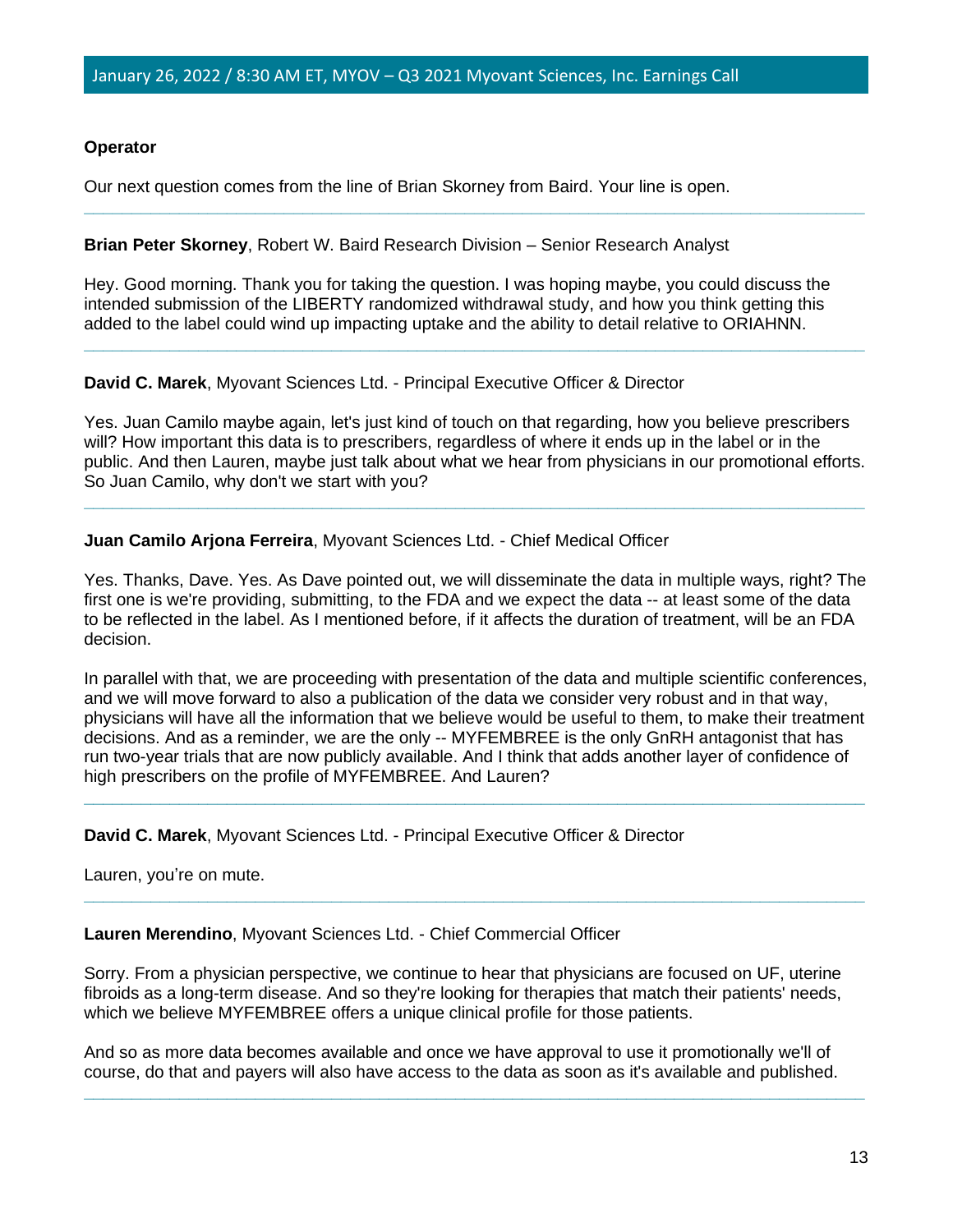**Operator**

Our next question comes from the line of Brian Skorney from Baird. Your line is open.

---

**Brian Peter Skorney**, Robert W. Baird Research Division – Senior Research Analyst

Hey. Good morning. Thank you for taking the question. I was hoping maybe, you could discuss the intended submission of the LIBERTY randomized withdrawal study, and how you think getting this added to the label could wind up impacting uptake and the ability to detail relative to ORIAHNN.

---

**David C. Marek**, Myovant Sciences Ltd. - Principal Executive Officer & Director

Yes. Juan Camilo maybe again, let's just kind of touch on that regarding, how you believe prescribers will? How important this data is to prescribers, regardless of where it ends up in the label or in the public. And then Lauren, maybe just talk about what we hear from physicians in our promotional efforts. So Juan Camilo, why don't we start with you?

---

**Juan Camilo Arjona Ferreira**, Myovant Sciences Ltd. - Chief Medical Officer

Yes. Thanks, Dave. Yes. As Dave pointed out, we will disseminate the data in multiple ways, right? The first one is we're providing, submitting, to the FDA and we expect the data -- at least some of the data to be reflected in the label. As I mentioned before, if it affects the duration of treatment, will be an FDA decision.

In parallel with that, we are proceeding with presentation of the data and multiple scientific conferences, and we will move forward to also a publication of the data we consider very robust and in that way, physicians will have all the information that we believe would be useful to them, to make their treatment decisions. And as a reminder, we are the only -- MYFEMBREE is the only GnRH antagonist that has run two-year trials that are now publicly available. And I think that adds another layer of confidence of high prescribers on the profile of MYFEMBREE. And Lauren?

---

**David C. Marek**, Myovant Sciences Ltd. - Principal Executive Officer & Director

Lauren, you're on mute.

---

**Lauren Merendino**, Myovant Sciences Ltd. - Chief Commercial Officer

Sorry. From a physician perspective, we continue to hear that physicians are focused on UF, uterine fibroids as a long-term disease. And so they're looking for therapies that match their patients' needs, which we believe MYFEMBREE offers a unique clinical profile for those patients.

And so as more data becomes available and once we have approval to use it promotionally we'll of course, do that and payers will also have access to the data as soon as it's available and published.

---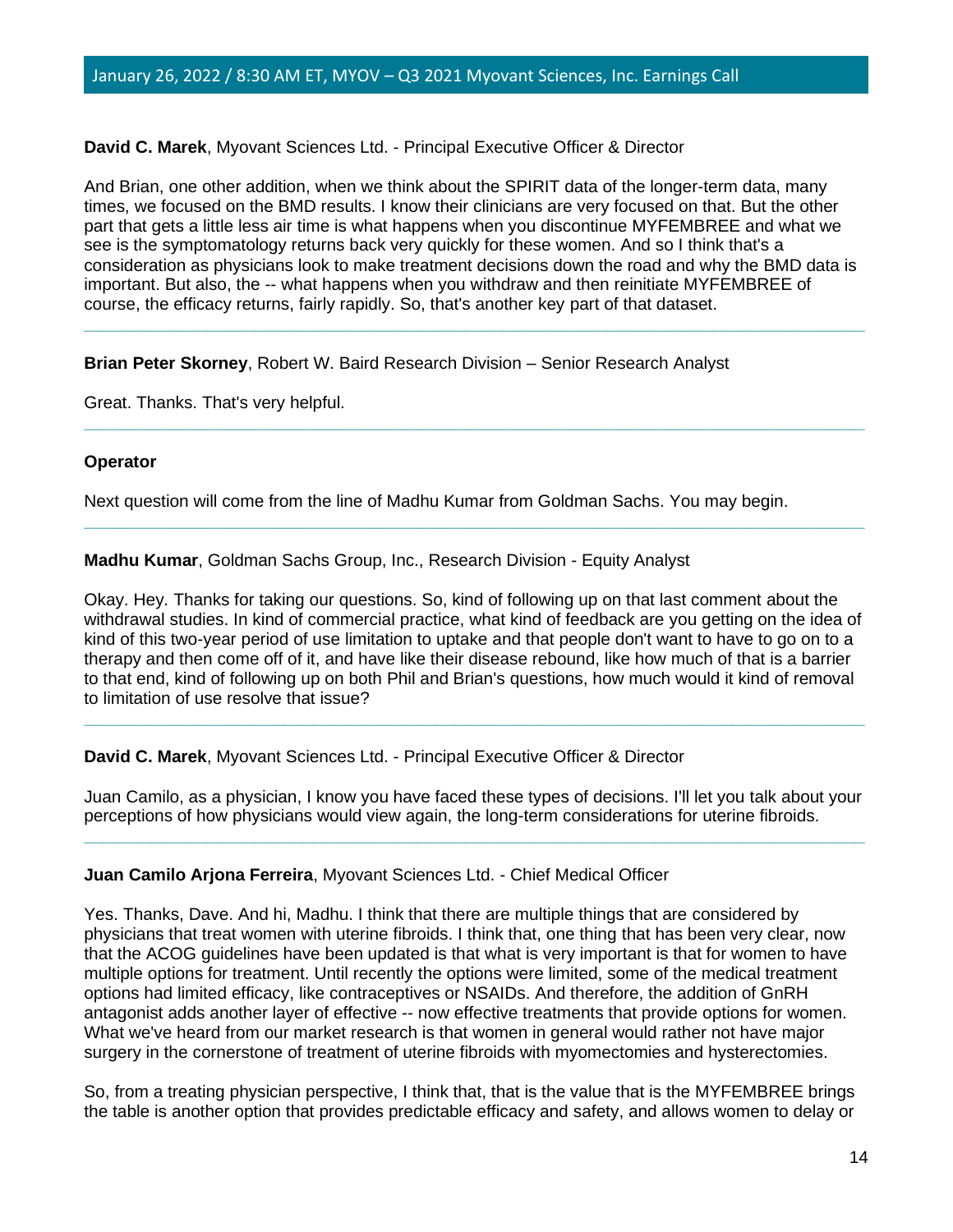**David C. Marek**, Myovant Sciences Ltd. - Principal Executive Officer & Director

And Brian, one other addition, when we think about the SPIRIT data of the longer-term data, many times, we focused on the BMD results. I know their clinicians are very focused on that. But the other part that gets a little less air time is what happens when you discontinue MYFEMBREE and what we see is the symptomatology returns back very quickly for these women. And so I think that's a consideration as physicians look to make treatment decisions down the road and why the BMD data is important. But also, the -- what happens when you withdraw and then reinitiate MYFEMBREE of course, the efficacy returns, fairly rapidly. So, that's another key part of that dataset.

---

**Brian Peter Skorney**, Robert W. Baird Research Division – Senior Research Analyst

Great. Thanks. That's very helpful.

---

**Operator**

Next question will come from the line of Madhu Kumar from Goldman Sachs. You may begin.

---

**Madhu Kumar**, Goldman Sachs Group, Inc., Research Division - Equity Analyst

Okay. Hey. Thanks for taking our questions. So, kind of following up on that last comment about the withdrawal studies. In kind of commercial practice, what kind of feedback are you getting on the idea of kind of this two-year period of use limitation to uptake and that people don't want to have to go on to a therapy and then come off of it, and have like their disease rebound, like how much of that is a barrier to that end, kind of following up on both Phil and Brian's questions, how much would it kind of removal to limitation of use resolve that issue?

---

**David C. Marek**, Myovant Sciences Ltd. - Principal Executive Officer & Director

Juan Camilo, as a physician, I know you have faced these types of decisions. I'll let you talk about your perceptions of how physicians would view again, the long-term considerations for uterine fibroids.

---

**Juan Camilo Arjona Ferreira**, Myovant Sciences Ltd. - Chief Medical Officer

Yes. Thanks, Dave. And hi, Madhu. I think that there are multiple things that are considered by physicians that treat women with uterine fibroids. I think that, one thing that has been very clear, now that the ACOG guidelines have been updated is that what is very important is that for women to have multiple options for treatment. Until recently the options were limited, some of the medical treatment options had limited efficacy, like contraceptives or NSAIDs. And therefore, the addition of GnRH antagonist adds another layer of effective -- now effective treatments that provide options for women. What we've heard from our market research is that women in general would rather not have major surgery in the cornerstone of treatment of uterine fibroids with myomectomies and hysterectomies.

So, from a treating physician perspective, I think that, that is the value that is the MYFEMBREE brings the table is another option that provides predictable efficacy and safety, and allows women to delay or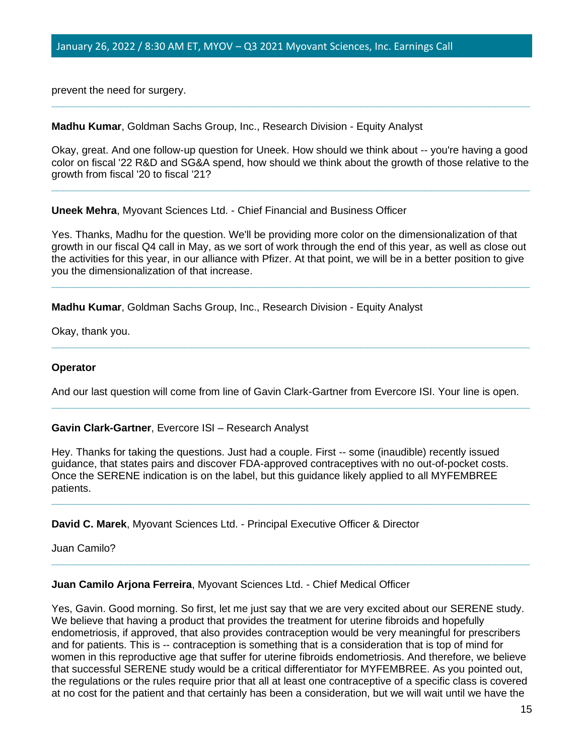prevent the need for surgery.

---

**Madhu Kumar**, Goldman Sachs Group, Inc., Research Division - Equity Analyst

Okay, great. And one follow-up question for Uneek. How should we think about -- you're having a good color on fiscal '22 R&D and SG&A spend, how should we think about the growth of those relative to the growth from fiscal '20 to fiscal '21?

---

**Uneek Mehra**, Myovant Sciences Ltd. - Chief Financial and Business Officer

Yes. Thanks, Madhu for the question. We'll be providing more color on the dimensionalization of that growth in our fiscal Q4 call in May, as we sort of work through the end of this year, as well as close out the activities for this year, in our alliance with Pfizer. At that point, we will be in a better position to give you the dimensionalization of that increase.

---

**Madhu Kumar**, Goldman Sachs Group, Inc., Research Division - Equity Analyst

Okay, thank you.

---

**Operator**

And our last question will come from line of Gavin Clark-Gartner from Evercore ISI. Your line is open.

---

**Gavin Clark-Gartner**, Evercore ISI – Research Analyst

Hey. Thanks for taking the questions. Just had a couple. First -- some (inaudible) recently issued guidance, that states pairs and discover FDA-approved contraceptives with no out-of-pocket costs. Once the SERENE indication is on the label, but this guidance likely applied to all MYFEMBREE patients.

---

**David C. Marek**, Myovant Sciences Ltd. - Principal Executive Officer & Director

Juan Camilo?

---

**Juan Camilo Arjona Ferreira**, Myovant Sciences Ltd. - Chief Medical Officer

Yes, Gavin. Good morning. So first, let me just say that we are very excited about our SERENE study. We believe that having a product that provides the treatment for uterine fibroids and hopefully endometriosis, if approved, that also provides contraception would be very meaningful for prescribers and for patients. This is -- contraception is something that is a consideration that is top of mind for women in this reproductive age that suffer for uterine fibroids endometriosis. And therefore, we believe that successful SERENE study would be a critical differentiator for MYFEMBREE. As you pointed out, the regulations or the rules require prior that all at least one contraceptive of a specific class is covered at no cost for the patient and that certainly has been a consideration, but we will wait until we have the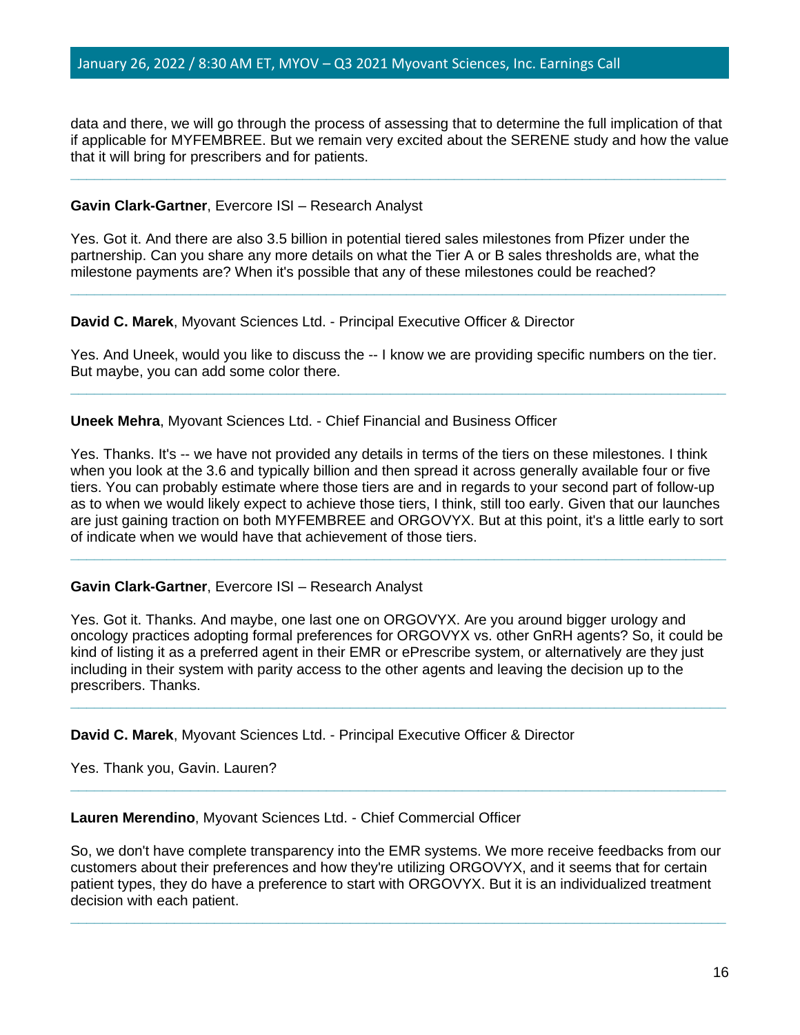data and there, we will go through the process of assessing that to determine the full implication of that if applicable for MYFEMBREE. But we remain very excited about the SERENE study and how the value that it will bring for prescribers and for patients.

---

**Gavin Clark-Gartner**, Evercore ISI – Research Analyst

Yes. Got it. And there are also 3.5 billion in potential tiered sales milestones from Pfizer under the partnership. Can you share any more details on what the Tier A or B sales thresholds are, what the milestone payments are? When it's possible that any of these milestones could be reached?

---

**David C. Marek**, Myovant Sciences Ltd. - Principal Executive Officer & Director

Yes. And Uneek, would you like to discuss the -- I know we are providing specific numbers on the tier. But maybe, you can add some color there.

---

**Uneek Mehra**, Myovant Sciences Ltd. - Chief Financial and Business Officer

Yes. Thanks. It's -- we have not provided any details in terms of the tiers on these milestones. I think when you look at the 3.6 and typically billion and then spread it across generally available four or five tiers. You can probably estimate where those tiers are and in regards to your second part of follow-up as to when we would likely expect to achieve those tiers, I think, still too early. Given that our launches are just gaining traction on both MYFEMBREE and ORGOVYX. But at this point, it's a little early to sort of indicate when we would have that achievement of those tiers.

---

**Gavin Clark-Gartner**, Evercore ISI – Research Analyst

Yes. Got it. Thanks. And maybe, one last one on ORGOVYX. Are you around bigger urology and oncology practices adopting formal preferences for ORGOVYX vs. other GnRH agents? So, it could be kind of listing it as a preferred agent in their EMR or ePrescribe system, or alternatively are they just including in their system with parity access to the other agents and leaving the decision up to the prescribers. Thanks.

---

**David C. Marek**, Myovant Sciences Ltd. - Principal Executive Officer & Director

Yes. Thank you, Gavin. Lauren?

---

**Lauren Merendino**, Myovant Sciences Ltd. - Chief Commercial Officer

So, we don't have complete transparency into the EMR systems. We more receive feedbacks from our customers about their preferences and how they're utilizing ORGOVYX, and it seems that for certain patient types, they do have a preference to start with ORGOVYX. But it is an individualized treatment decision with each patient.

---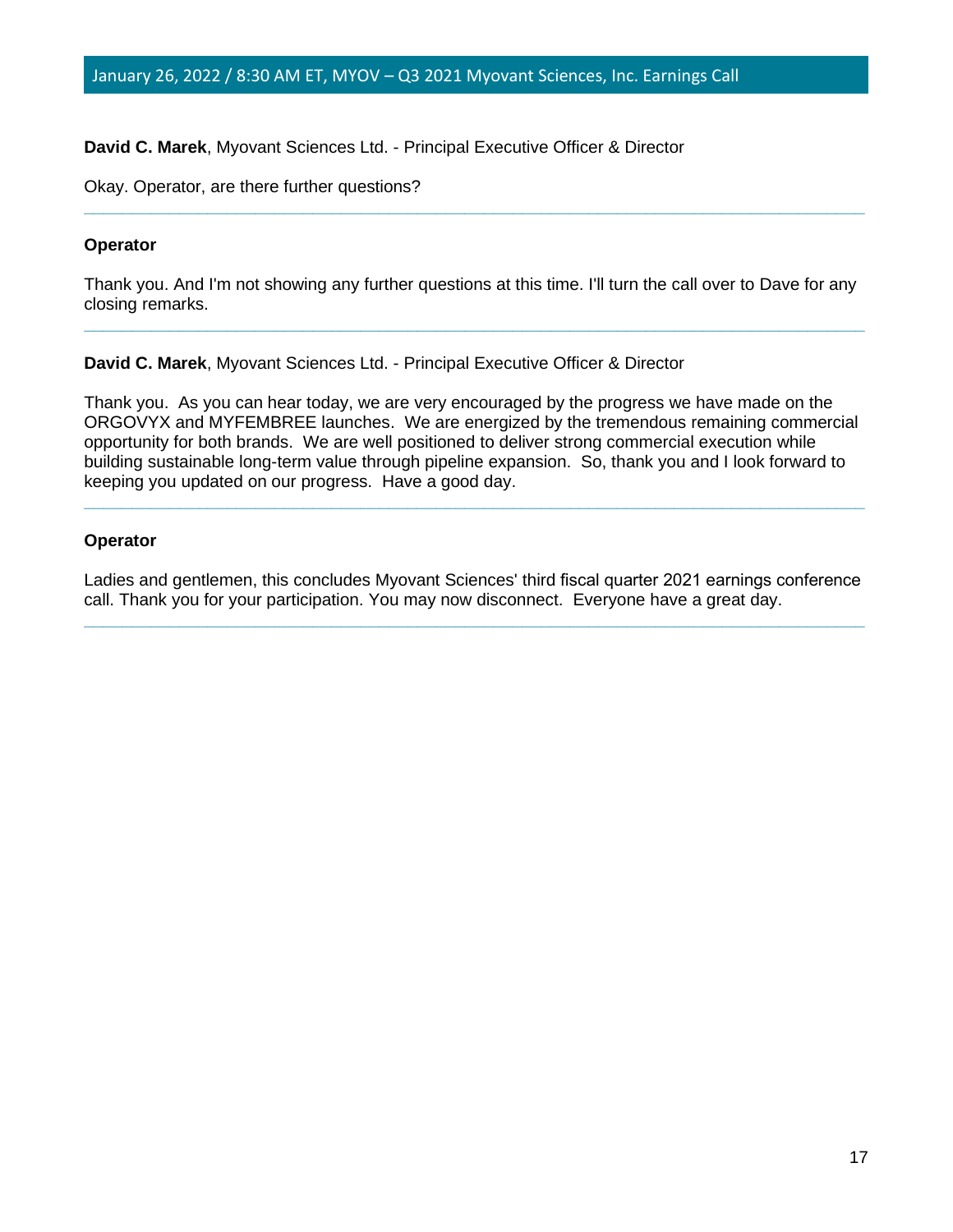**David C. Marek**, Myovant Sciences Ltd. - Principal Executive Officer & Director

Okay. Operator, are there further questions?

---

**Operator**

Thank you. And I'm not showing any further questions at this time. I'll turn the call over to Dave for any closing remarks.

---

**David C. Marek**, Myovant Sciences Ltd. - Principal Executive Officer & Director

Thank you. As you can hear today, we are very encouraged by the progress we have made on the ORGOVYX and MYFEMBREE launches. We are energized by the tremendous remaining commercial opportunity for both brands. We are well positioned to deliver strong commercial execution while building sustainable long-term value through pipeline expansion. So, thank you and I look forward to keeping you updated on our progress. Have a good day.

---

**Operator**

Ladies and gentlemen, this concludes Myovant Sciences' third fiscal quarter 2021 earnings conference call. Thank you for your participation. You may now disconnect. Everyone have a great day.

---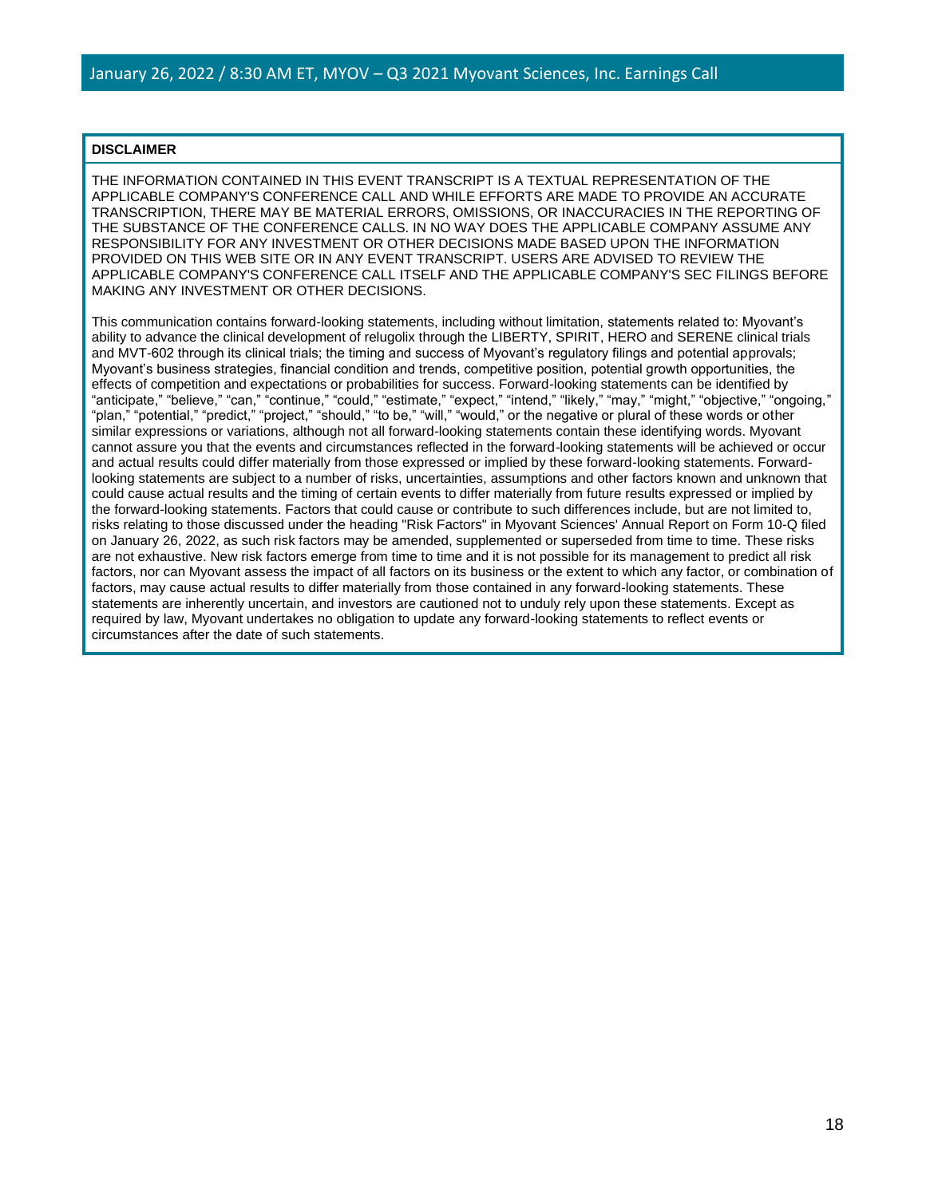## DISCLAIMER

THE INFORMATION CONTAINED IN THIS EVENT TRANSCRIPT IS A TEXTUAL REPRESENTATION OF THE APPLICABLE COMPANY'S CONFERENCE CALL AND WHILE EFFORTS ARE MADE TO PROVIDE AN ACCURATE TRANSCRIPTION, THERE MAY BE MATERIAL ERRORS, OMISSIONS, OR INACCURACIES IN THE REPORTING OF THE SUBSTANCE OF THE CONFERENCE CALLS. IN NO WAY DOES THE APPLICABLE COMPANY ASSUME ANY RESPONSIBILITY FOR ANY INVESTMENT OR OTHER DECISIONS MADE BASED UPON THE INFORMATION PROVIDED ON THIS WEB SITE OR IN ANY EVENT TRANSCRIPT. USERS ARE ADVISED TO REVIEW THE APPLICABLE COMPANY'S CONFERENCE CALL ITSELF AND THE APPLICABLE COMPANY'S SEC FILINGS BEFORE MAKING ANY INVESTMENT OR OTHER DECISIONS.

This communication contains forward-looking statements, including without limitation, statements related to: Myovant's ability to advance the clinical development of relugolix through the LIBERTY, SPIRIT, HERO and SERENE clinical trials and MVT-602 through its clinical trials; the timing and success of Myovant's regulatory filings and potential approvals; Myovant's business strategies, financial condition and trends, competitive position, potential growth opportunities, the effects of competition and expectations or probabilities for success. Forward-looking statements can be identified by "anticipate," "believe," "can," "continue," "could," "estimate," "expect," "intend," "likely," "may," "might," "objective," "ongoing," "plan," "potential," "predict," "project," "should," "to be," "will," "would," or the negative or plural of these words or other similar expressions or variations, although not all forward-looking statements contain these identifying words. Myovant cannot assure you that the events and circumstances reflected in the forward-looking statements will be achieved or occur and actual results could differ materially from those expressed or implied by these forward-looking statements. Forward-looking statements are subject to a number of risks, uncertainties, assumptions and other factors known and unknown that could cause actual results and the timing of certain events to differ materially from future results expressed or implied by the forward-looking statements. Factors that could cause or contribute to such differences include, but are not limited to, risks relating to those discussed under the heading "Risk Factors" in Myovant Sciences' Annual Report on Form 10-Q filed on January 26, 2022, as such risk factors may be amended, supplemented or superseded from time to time. These risks are not exhaustive. New risk factors emerge from time to time and it is not possible for its management to predict all risk factors, nor can Myovant assess the impact of all factors on its business or the extent to which any factor, or combination of factors, may cause actual results to differ materially from those contained in any forward-looking statements. These statements are inherently uncertain, and investors are cautioned not to unduly rely upon these statements. Except as required by law, Myovant undertakes no obligation to update any forward-looking statements to reflect events or circumstances after the date of such statements.